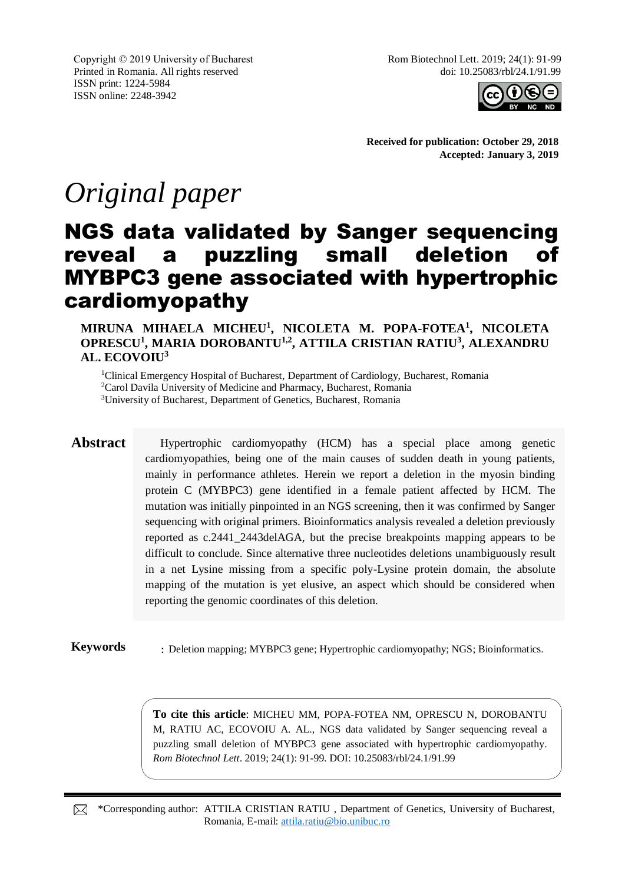Copyright © 2019 University of Bucharest
Printed in Romania. All rights reserved
ISSN print: 1224-5984
ISSN online: 2248-3942

Rom Biotechnol Lett. 2019; 24(1): 91-99
doi: 10.25083/rbl/24.1/91.99

**Received for publication: October 29, 2018**
**Accepted: January 3, 2019**

*Original paper*

# NGS data validated by Sanger sequencing reveal a puzzling small deletion of MYBPC3 gene associated with hypertrophic cardiomyopathy

**MIRUNA MIHAELA MICHEU[1], NICOLETA M. POPA-FOTEA[1], NICOLETA OPRESCU[1], MARIA DOROBANTU[1,2], ATTILA CRISTIAN RATIU[3], ALEXANDRU AL. ECOVOIU[3]**

[1]Clinical Emergency Hospital of Bucharest, Department of Cardiology, Bucharest, Romania
[2]Carol Davila University of Medicine and Pharmacy, Bucharest, Romania
[3]University of Bucharest, Department of Genetics, Bucharest, Romania

**Abstract** Hypertrophic cardiomyopathy (HCM) has a special place among genetic cardiomyopathies, being one of the main causes of sudden death in young patients, mainly in performance athletes. Herein we report a deletion in the myosin binding protein C (MYBPC3) gene identified in a female patient affected by HCM. The mutation was initially pinpointed in an NGS screening, then it was confirmed by Sanger sequencing with original primers. Bioinformatics analysis revealed a deletion previously reported as c.2441_2443delAGA, but the precise breakpoints mapping appears to be difficult to conclude. Since alternative three nucleotides deletions unambiguously result in a net Lysine missing from a specific poly-Lysine protein domain, the absolute mapping of the mutation is yet elusive, an aspect which should be considered when reporting the genomic coordinates of this deletion.

**Keywords**: Deletion mapping; MYBPC3 gene; Hypertrophic cardiomyopathy; NGS; Bioinformatics.

**To cite this article**: MICHEU MM, POPA-FOTEA NM, OPRESCU N, DOROBANTU M, RATIU AC, ECOVOIU A. AL., NGS data validated by Sanger sequencing reveal a puzzling small deletion of MYBPC3 gene associated with hypertrophic cardiomyopathy. *Rom Biotechnol Lett*. 2019; 24(1): 91-99. DOI: 10.25083/rbl/24.1/91.99

\*Corresponding author: ATTILA CRISTIAN RATIU , Department of Genetics, University of Bucharest, Romania, E-mail: attila.ratiu@bio.unibuc.ro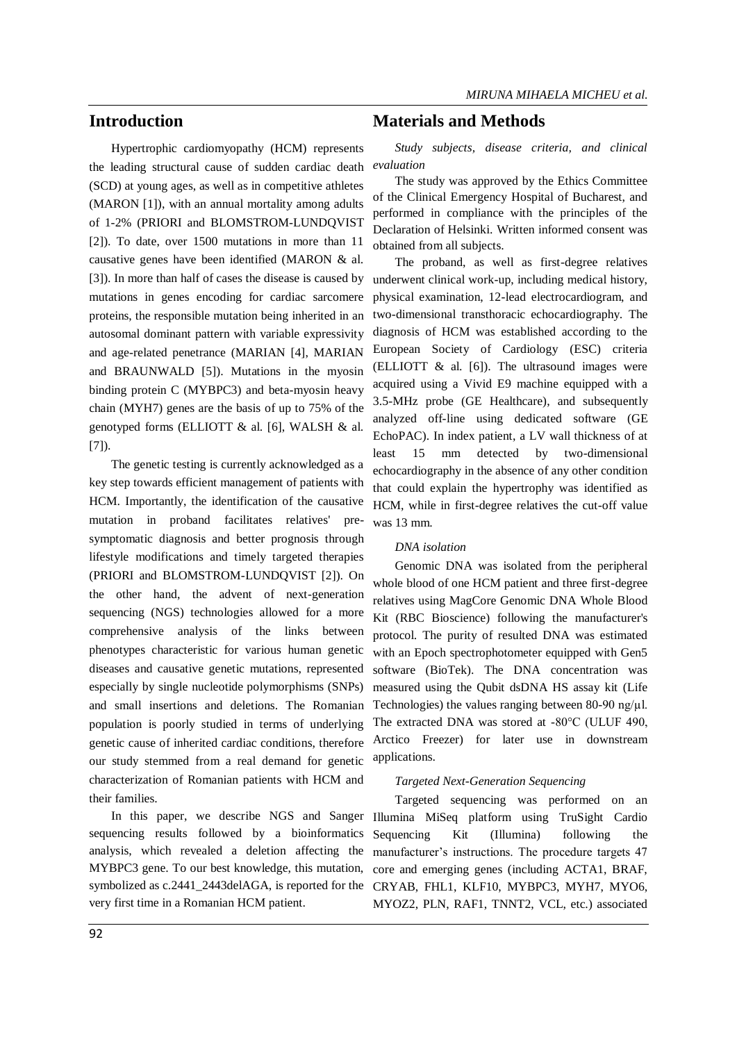## Introduction

Hypertrophic cardiomyopathy (HCM) represents the leading structural cause of sudden cardiac death (SCD) at young ages, as well as in competitive athletes (MARON [1]), with an annual mortality among adults of 1-2% (PRIORI and BLOMSTROM-LUNDQVIST [2]). To date, over 1500 mutations in more than 11 causative genes have been identified (MARON & al. [3]). In more than half of cases the disease is caused by mutations in genes encoding for cardiac sarcomere proteins, the responsible mutation being inherited in an autosomal dominant pattern with variable expressivity and age-related penetrance (MARIAN [4], MARIAN and BRAUNWALD [5]). Mutations in the myosin binding protein C (MYBPC3) and beta-myosin heavy chain (MYH7) genes are the basis of up to 75% of the genotyped forms (ELLIOTT & al. [6], WALSH & al. [7]).

The genetic testing is currently acknowledged as a key step towards efficient management of patients with HCM. Importantly, the identification of the causative mutation in proband facilitates relatives' pre-symptomatic diagnosis and better prognosis through lifestyle modifications and timely targeted therapies (PRIORI and BLOMSTROM-LUNDQVIST [2]). On the other hand, the advent of next-generation sequencing (NGS) technologies allowed for a more comprehensive analysis of the links between phenotypes characteristic for various human genetic diseases and causative genetic mutations, represented especially by single nucleotide polymorphisms (SNPs) and small insertions and deletions. The Romanian population is poorly studied in terms of underlying genetic cause of inherited cardiac conditions, therefore our study stemmed from a real demand for genetic characterization of Romanian patients with HCM and their families.

In this paper, we describe NGS and Sanger sequencing results followed by a bioinformatics analysis, which revealed a deletion affecting the MYBPC3 gene. To our best knowledge, this mutation, symbolized as c.2441_2443delAGA, is reported for the very first time in a Romanian HCM patient.

## Materials and Methods

*Study subjects, disease criteria, and clinical evaluation*

The study was approved by the Ethics Committee of the Clinical Emergency Hospital of Bucharest, and performed in compliance with the principles of the Declaration of Helsinki. Written informed consent was obtained from all subjects.

The proband, as well as first-degree relatives underwent clinical work-up, including medical history, physical examination, 12-lead electrocardiogram, and two-dimensional transthoracic echocardiography. The diagnosis of HCM was established according to the European Society of Cardiology (ESC) criteria (ELLIOTT & al. [6]). The ultrasound images were acquired using a Vivid E9 machine equipped with a 3.5-MHz probe (GE Healthcare), and subsequently analyzed off-line using dedicated software (GE EchoPAC). In index patient, a LV wall thickness of at least 15 mm detected by two-dimensional echocardiography in the absence of any other condition that could explain the hypertrophy was identified as HCM, while in first-degree relatives the cut-off value was 13 mm.

*DNA isolation*

Genomic DNA was isolated from the peripheral whole blood of one HCM patient and three first-degree relatives using MagCore Genomic DNA Whole Blood Kit (RBC Bioscience) following the manufacturer's protocol. The purity of resulted DNA was estimated with an Epoch spectrophotometer equipped with Gen5 software (BioTek). The DNA concentration was measured using the Qubit dsDNA HS assay kit (Life Technologies) the values ranging between 80-90 ng/μl. The extracted DNA was stored at -80°C (ULUF 490, Arctico Freezer) for later use in downstream applications.

*Targeted Next-Generation Sequencing*

Targeted sequencing was performed on an Illumina MiSeq platform using TruSight Cardio Sequencing Kit (Illumina) following the manufacturer's instructions. The procedure targets 47 core and emerging genes (including ACTA1, BRAF, CRYAB, FHL1, KLF10, MYBPC3, MYH7, MYO6, MYOZ2, PLN, RAF1, TNNT2, VCL, etc.) associated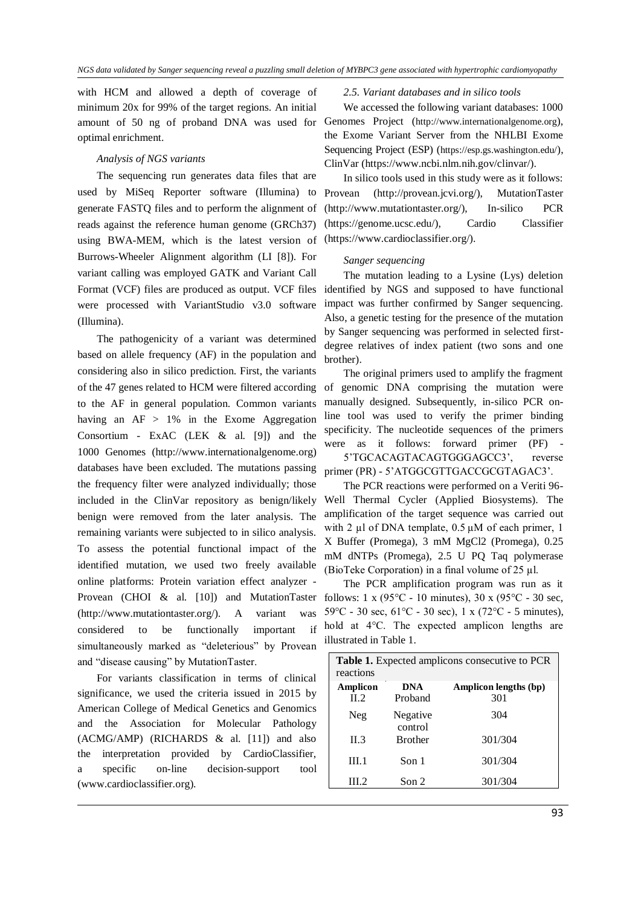with HCM and allowed a depth of coverage of minimum 20x for 99% of the target regions. An initial amount of 50 ng of proband DNA was used for optimal enrichment.

*Analysis of NGS variants*

The sequencing run generates data files that are used by MiSeq Reporter software (Illumina) to generate FASTQ files and to perform the alignment of reads against the reference human genome (GRCh37) using BWA-MEM, which is the latest version of Burrows-Wheeler Alignment algorithm (LI [8]). For variant calling was employed GATK and Variant Call Format (VCF) files are produced as output. VCF files were processed with VariantStudio v3.0 software (Illumina).

The pathogenicity of a variant was determined based on allele frequency (AF) in the population and considering also in silico prediction. First, the variants of the 47 genes related to HCM were filtered according to the AF in general population. Common variants having an AF > 1% in the Exome Aggregation Consortium - ExAC (LEK & al. [9]) and the 1000 Genomes (http://www.internationalgenome.org) databases have been excluded. The mutations passing the frequency filter were analyzed individually; those included in the ClinVar repository as benign/likely benign were removed from the later analysis. The remaining variants were subjected to in silico analysis. To assess the potential functional impact of the identified mutation, we used two freely available online platforms: Protein variation effect analyzer - Provean (CHOI & al. [10]) and MutationTaster (http://www.mutationtaster.org/). A variant was considered to be functionally important if simultaneously marked as "deleterious" by Provean and "disease causing" by MutationTaster.

For variants classification in terms of clinical significance, we used the criteria issued in 2015 by American College of Medical Genetics and Genomics and the Association for Molecular Pathology (ACMG/AMP) (RICHARDS & al. [11]) and also the interpretation provided by CardioClassifier, a specific on-line decision-support tool (www.cardioclassifier.org).

*2.5. Variant databases and in silico tools*

We accessed the following variant databases: 1000 Genomes Project (http://www.internationalgenome.org), the Exome Variant Server from the NHLBI Exome Sequencing Project (ESP) (https://esp.gs.washington.edu/), ClinVar (https://www.ncbi.nlm.nih.gov/clinvar/).

In silico tools used in this study were as it follows: Provean (http://provean.jcvi.org/), MutationTaster (http://www.mutationtaster.org/), In-silico PCR (https://genome.ucsc.edu/), Cardio Classifier (https://www.cardioclassifier.org/).

*Sanger sequencing*

The mutation leading to a Lysine (Lys) deletion identified by NGS and supposed to have functional impact was further confirmed by Sanger sequencing. Also, a genetic testing for the presence of the mutation by Sanger sequencing was performed in selected first-degree relatives of index patient (two sons and one brother).

The original primers used to amplify the fragment of genomic DNA comprising the mutation were manually designed. Subsequently, in-silico PCR on-line tool was used to verify the primer binding specificity. The nucleotide sequences of the primers were as it follows: forward primer (PF) - 5'TGCACAGTACAGTGGGAGCC3', reverse primer (PR) - 5'ATGGCGTTGACCGCGTAGAC3'.

The PCR reactions were performed on a Veriti 96-Well Thermal Cycler (Applied Biosystems). The amplification of the target sequence was carried out with 2 µl of DNA template, 0.5 µM of each primer, 1 X Buffer (Promega), 3 mM $MgCl_2$ (Promega), 0.25 mM dNTPs (Promega), 2.5 U PQ Taq polymerase (BioTeke Corporation) in a final volume of 25 µl.

The PCR amplification program was run as it follows: 1 x (95°C - 10 minutes), 30 x (95°C - 30 sec, 59°C - 30 sec, 61°C - 30 sec), 1 x (72°C - 5 minutes), hold at 4°C. The expected amplicon lengths are illustrated in Table 1.

**Table 1.** Expected amplicons consecutive to PCR reactions

| Amplicon | DNA | Amplicon lengths (bp) |
|---|---|---|
| II.2 | Proband | 301 |
| Neg | Negative control | 304 |
| II.3 | Brother | 301/304 |
| III.1 | Son 1 | 301/304 |
| III.2 | Son 2 | 301/304 |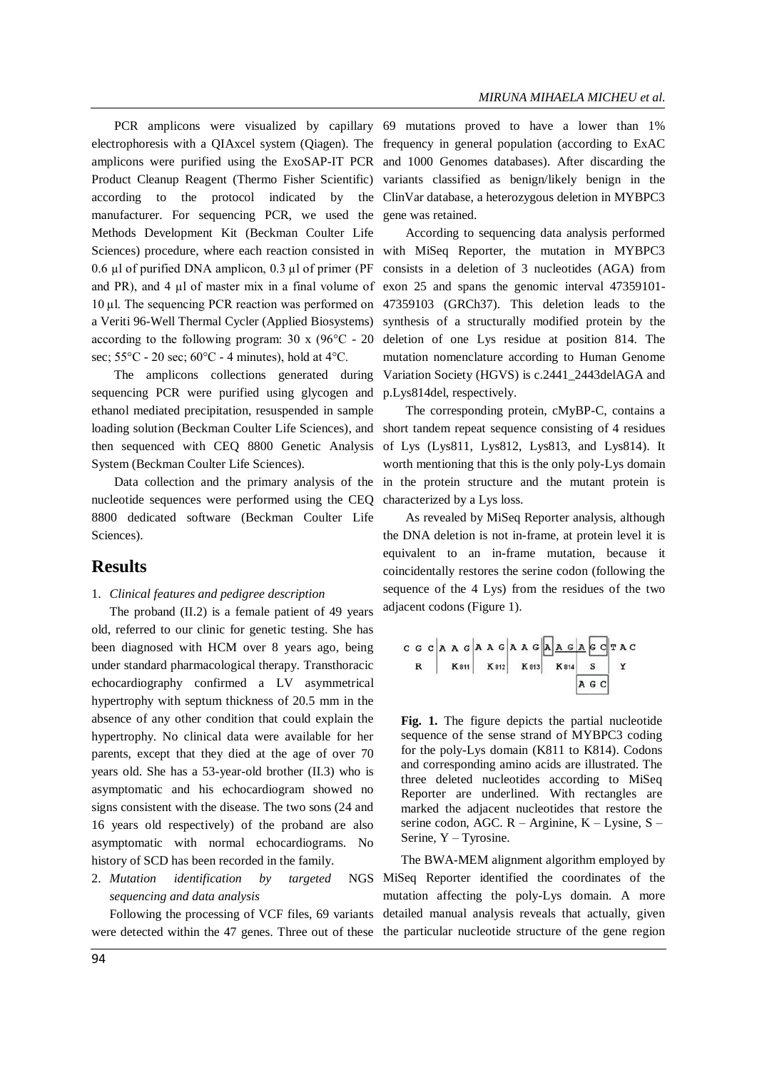PCR amplicons were visualized by capillary electrophoresis with a QIAxcel system (Qiagen). The amplicons were purified using the ExoSAP-IT PCR Product Cleanup Reagent (Thermo Fisher Scientific) according to the protocol indicated by the manufacturer. For sequencing PCR, we used the Methods Development Kit (Beckman Coulter Life Sciences) procedure, where each reaction consisted in 0.6 μl of purified DNA amplicon, 0.3 μl of primer (PF and PR), and 4 μl of master mix in a final volume of 10 μl. The sequencing PCR reaction was performed on a Veriti 96-Well Thermal Cycler (Applied Biosystems) according to the following program: 30 x (96°C - 20 sec; 55°C - 20 sec; 60°C - 4 minutes), hold at 4°C.

The amplicons collections generated during sequencing PCR were purified using glycogen and ethanol mediated precipitation, resuspended in sample loading solution (Beckman Coulter Life Sciences), and then sequenced with CEQ 8800 Genetic Analysis System (Beckman Coulter Life Sciences).

Data collection and the primary analysis of the nucleotide sequences were performed using the CEQ 8800 dedicated software (Beckman Coulter Life Sciences).

## Results

1. *Clinical features and pedigree description*

The proband (II.2) is a female patient of 49 years old, referred to our clinic for genetic testing. She has been diagnosed with HCM over 8 years ago, being under standard pharmacological therapy. Transthoracic echocardiography confirmed a LV asymmetrical hypertrophy with septum thickness of 20.5 mm in the absence of any other condition that could explain the hypertrophy. No clinical data were available for her parents, except that they died at the age of over 70 years old. She has a 53-year-old brother (II.3) who is asymptomatic and his echocardiogram showed no signs consistent with the disease. The two sons (24 and 16 years old respectively) of the proband are also asymptomatic with normal echocardiograms. No history of SCD has been recorded in the family.

2. *Mutation identification by targeted NGS sequencing and data analysis*

Following the processing of VCF files, 69 variants were detected within the 47 genes. Three out of these 69 mutations proved to have a lower than 1% frequency in general population (according to ExAC and 1000 Genomes databases). After discarding the variants classified as benign/likely benign in the ClinVar database, a heterozygous deletion in MYBPC3 gene was retained.

According to sequencing data analysis performed with MiSeq Reporter, the mutation in MYBPC3 consists in a deletion of 3 nucleotides (AGA) from exon 25 and spans the genomic interval 47359101-47359103 (GRCh37). This deletion leads to the synthesis of a structurally modified protein by the deletion of one Lys residue at position 814. The mutation nomenclature according to Human Genome Variation Society (HGVS) is c.2441_2443delAGA and p.Lys814del, respectively.

The corresponding protein, cMyBP-C, contains a short tandem repeat sequence consisting of 4 residues of Lys (Lys811, Lys812, Lys813, and Lys814). It worth mentioning that this is the only poly-Lys domain in the protein structure and the mutant protein is characterized by a Lys loss.

As revealed by MiSeq Reporter analysis, although the DNA deletion is not in-frame, at protein level it is equivalent to an in-frame mutation, because it coincidentally restores the serine codon (following the sequence of the 4 Lys) from the residues of the two adjacent codons (Figure 1).

| CGC | AAG | AAG | AAG | A<u>AG</u> | <u>A</u>GC | TAC |
|---|---|---|---|---|---|---|
| R | K811 | K812 | K813 | K814 | S | Y |
| | | | | | AGC | |

**Fig. 1.** The figure depicts the partial nucleotide sequence of the sense strand of MYBPC3 coding for the poly-Lys domain (K811 to K814). Codons and corresponding amino acids are illustrated. The three deleted nucleotides according to MiSeq Reporter are underlined. With rectangles are marked the adjacent nucleotides that restore the serine codon, AGC. R – Arginine, K – Lysine, S – Serine, Y – Tyrosine.

The BWA-MEM alignment algorithm employed by MiSeq Reporter identified the coordinates of the mutation affecting the poly-Lys domain. A more detailed manual analysis reveals that actually, given the particular nucleotide structure of the gene region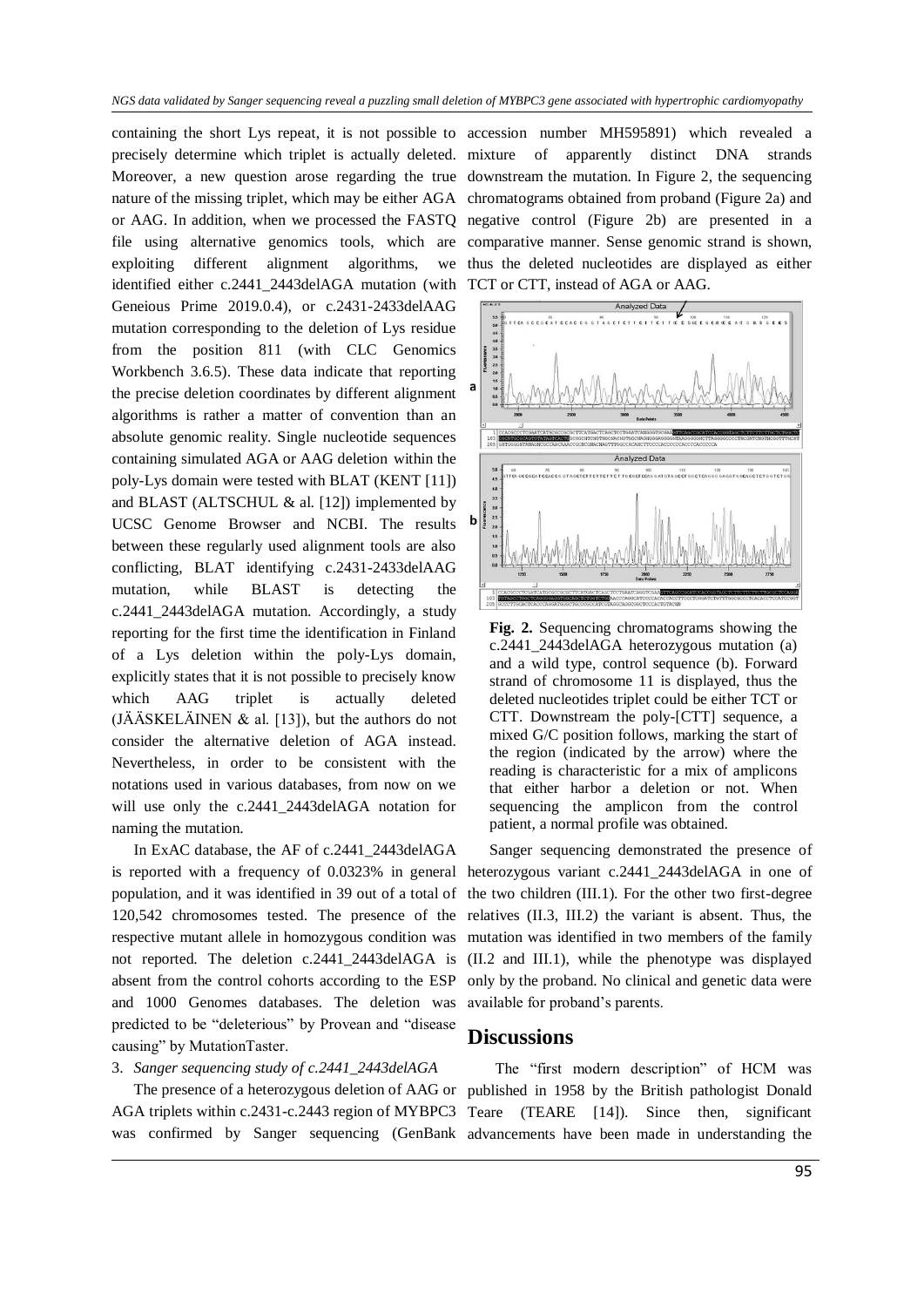containing the short Lys repeat, it is not possible to precisely determine which triplet is actually deleted. Moreover, a new question arose regarding the true nature of the missing triplet, which may be either AGA or AAG. In addition, when we processed the FASTQ file using alternative genomics tools, which are exploiting different alignment algorithms, we identified either c.2441_2443delAGA mutation (with Geneious Prime 2019.0.4), or c.2431-2433delAAG mutation corresponding to the deletion of Lys residue from the position 811 (with CLC Genomics Workbench 3.6.5). These data indicate that reporting the precise deletion coordinates by different alignment algorithms is rather a matter of convention than an absolute genomic reality. Single nucleotide sequences containing simulated AGA or AAG deletion within the poly-Lys domain were tested with BLAT (KENT [11]) and BLAST (ALTSCHUL & al. [12]) implemented by UCSC Genome Browser and NCBI. The results between these regularly used alignment tools are also conflicting, BLAT identifying c.2431-2433delAAG mutation, while BLAST is detecting the c.2441_2443delAGA mutation. Accordingly, a study reporting for the first time the identification in Finland of a Lys deletion within the poly-Lys domain, explicitly states that it is not possible to precisely know which AAG triplet is actually deleted (JÄÄSKELÄINEN & al. [13]), but the authors do not consider the alternative deletion of AGA instead. Nevertheless, in order to be consistent with the notations used in various databases, from now on we will use only the c.2441_2443delAGA notation for naming the mutation.

In ExAC database, the AF of c.2441_2443delAGA is reported with a frequency of 0.0323% in general population, and it was identified in 39 out of a total of 120,542 chromosomes tested. The presence of the respective mutant allele in homozygous condition was not reported. The deletion c.2441_2443delAGA is absent from the control cohorts according to the ESP and 1000 Genomes databases. The deletion was predicted to be "deleterious" by Provean and "disease causing" by MutationTaster.

3. *Sanger sequencing study of c.2441_2443delAGA*

The presence of a heterozygous deletion of AAG or AGA triplets within c.2431-c.2443 region of MYBPC3 was confirmed by Sanger sequencing (GenBank accession number MH595891) which revealed a mixture of apparently distinct DNA strands downstream the mutation. In Figure 2, the sequencing chromatograms obtained from proband (Figure 2a) and negative control (Figure 2b) are presented in a comparative manner. Sense genomic strand is shown, thus the deleted nucleotides are displayed as either TCT or CTT, instead of AGA or AAG.

**Fig. 2.** Sequencing chromatograms showing the c.2441_2443delAGA heterozygous mutation (a) and a wild type, control sequence (b). Forward strand of chromosome 11 is displayed, thus the deleted nucleotides triplet could be either TCT or CTT. Downstream the poly-[CTT] sequence, a mixed G/C position follows, marking the start of the region (indicated by the arrow) where the reading is characteristic for a mix of amplicons that either harbor a deletion or not. When sequencing the amplicon from the control patient, a normal profile was obtained.

Sanger sequencing demonstrated the presence of heterozygous variant c.2441_2443delAGA in one of the two children (III.1). For the other two first-degree relatives (II.3, III.2) the variant is absent. Thus, the mutation was identified in two members of the family (II.2 and III.1), while the phenotype was displayed only by the proband. No clinical and genetic data were available for proband's parents.

## Discussions

The "first modern description" of HCM was published in 1958 by the British pathologist Donald Teare (TEARE [14]). Since then, significant advancements have been made in understanding the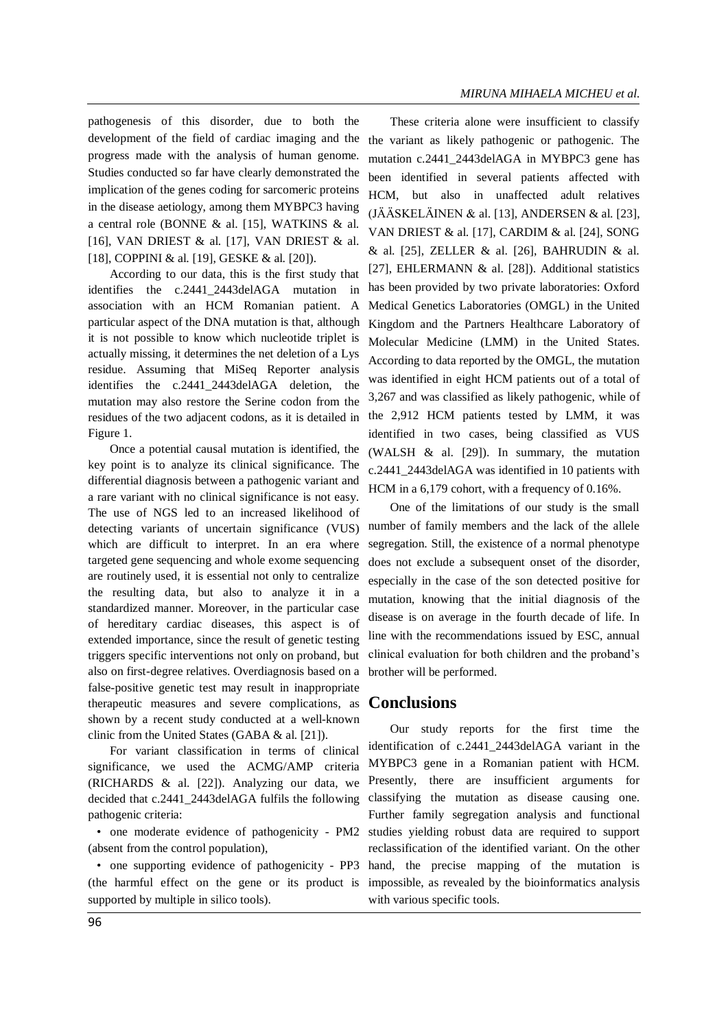pathogenesis of this disorder, due to both the development of the field of cardiac imaging and the progress made with the analysis of human genome. Studies conducted so far have clearly demonstrated the implication of the genes coding for sarcomeric proteins in the disease aetiology, among them MYBPC3 having a central role (BONNE & al. [15], WATKINS & al. [16], VAN DRIEST & al. [17], VAN DRIEST & al. [18], COPPINI & al. [19], GESKE & al. [20]).

According to our data, this is the first study that identifies the c.2441_2443delAGA mutation in association with an HCM Romanian patient. A particular aspect of the DNA mutation is that, although it is not possible to know which nucleotide triplet is actually missing, it determines the net deletion of a Lys residue. Assuming that MiSeq Reporter analysis identifies the c.2441_2443delAGA deletion, the mutation may also restore the Serine codon from the residues of the two adjacent codons, as it is detailed in Figure 1.

Once a potential causal mutation is identified, the key point is to analyze its clinical significance. The differential diagnosis between a pathogenic variant and a rare variant with no clinical significance is not easy. The use of NGS led to an increased likelihood of detecting variants of uncertain significance (VUS) which are difficult to interpret. In an era where targeted gene sequencing and whole exome sequencing are routinely used, it is essential not only to centralize the resulting data, but also to analyze it in a standardized manner. Moreover, in the particular case of hereditary cardiac diseases, this aspect is of extended importance, since the result of genetic testing triggers specific interventions not only on proband, but also on first-degree relatives. Overdiagnosis based on a false-positive genetic test may result in inappropriate therapeutic measures and severe complications, as shown by a recent study conducted at a well-known clinic from the United States (GABA & al. [21]).

For variant classification in terms of clinical significance, we used the ACMG/AMP criteria (RICHARDS & al. [22]). Analyzing our data, we decided that c.2441_2443delAGA fulfils the following pathogenic criteria:

- one moderate evidence of pathogenicity - PM2 (absent from the control population),
- one supporting evidence of pathogenicity - PP3 (the harmful effect on the gene or its product is supported by multiple in silico tools).

These criteria alone were insufficient to classify the variant as likely pathogenic or pathogenic. The mutation c.2441_2443delAGA in MYBPC3 gene has been identified in several patients affected with HCM, but also in unaffected adult relatives (JÄÄSKELÄINEN & al. [13], ANDERSEN & al. [23], VAN DRIEST & al. [17], CARDIM & al. [24], SONG & al. [25], ZELLER & al. [26], BAHRUDIN & al. [27], EHLERMANN & al. [28]). Additional statistics has been provided by two private laboratories: Oxford Medical Genetics Laboratories (OMGL) in the United Kingdom and the Partners Healthcare Laboratory of Molecular Medicine (LMM) in the United States. According to data reported by the OMGL, the mutation was identified in eight HCM patients out of a total of 3,267 and was classified as likely pathogenic, while of the 2,912 HCM patients tested by LMM, it was identified in two cases, being classified as VUS (WALSH & al. [29]). In summary, the mutation c.2441_2443delAGA was identified in 10 patients with HCM in a 6,179 cohort, with a frequency of 0.16%.

One of the limitations of our study is the small number of family members and the lack of the allele segregation. Still, the existence of a normal phenotype does not exclude a subsequent onset of the disorder, especially in the case of the son detected positive for mutation, knowing that the initial diagnosis of the disease is on average in the fourth decade of life. In line with the recommendations issued by ESC, annual clinical evaluation for both children and the proband's brother will be performed.

## Conclusions

Our study reports for the first time the identification of c.2441_2443delAGA variant in the MYBPC3 gene in a Romanian patient with HCM. Presently, there are insufficient arguments for classifying the mutation as disease causing one. Further family segregation analysis and functional studies yielding robust data are required to support reclassification of the identified variant. On the other hand, the precise mapping of the mutation is impossible, as revealed by the bioinformatics analysis with various specific tools.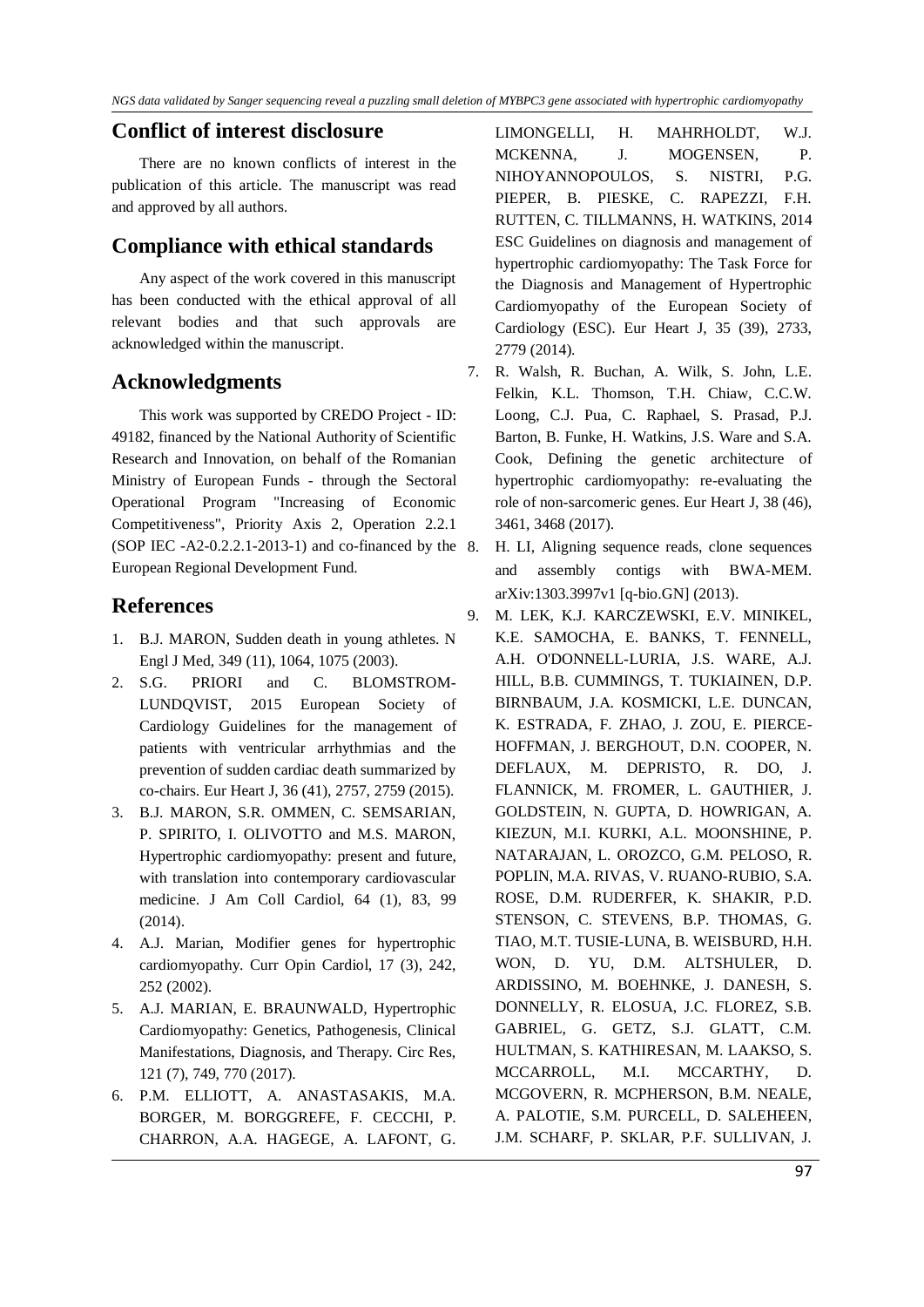## Conflict of interest disclosure

There are no known conflicts of interest in the publication of this article. The manuscript was read and approved by all authors.

## Compliance with ethical standards

Any aspect of the work covered in this manuscript has been conducted with the ethical approval of all relevant bodies and that such approvals are acknowledged within the manuscript.

## Acknowledgments

This work was supported by CREDO Project - ID: 49182, financed by the National Authority of Scientific Research and Innovation, on behalf of the Romanian Ministry of European Funds - through the Sectoral Operational Program "Increasing of Economic Competitiveness", Priority Axis 2, Operation 2.2.1 (SOP IEC -A2-0.2.2.1-2013-1) and co-financed by the European Regional Development Fund.

## References

1. B.J. MARON, Sudden death in young athletes. N Engl J Med, 349 (11), 1064, 1075 (2003).
2. S.G. PRIORI and C. BLOMSTROM-LUNDQVIST, 2015 European Society of Cardiology Guidelines for the management of patients with ventricular arrhythmias and the prevention of sudden cardiac death summarized by co-chairs. Eur Heart J, 36 (41), 2757, 2759 (2015).
3. B.J. MARON, S.R. OMMEN, C. SEMSARIAN, P. SPIRITO, I. OLIVOTTO and M.S. MARON, Hypertrophic cardiomyopathy: present and future, with translation into contemporary cardiovascular medicine. J Am Coll Cardiol, 64 (1), 83, 99 (2014).
4. A.J. Marian, Modifier genes for hypertrophic cardiomyopathy. Curr Opin Cardiol, 17 (3), 242, 252 (2002).
5. A.J. MARIAN, E. BRAUNWALD, Hypertrophic Cardiomyopathy: Genetics, Pathogenesis, Clinical Manifestations, Diagnosis, and Therapy. Circ Res, 121 (7), 749, 770 (2017).
6. P.M. ELLIOTT, A. ANASTASAKIS, M.A. BORGER, M. BORGGREFE, F. CECCHI, P. CHARRON, A.A. HAGEGE, A. LAFONT, G. LIMONGELLI, H. MAHRHOLDT, W.J. MCKENNA, J. MOGENSEN, P. NIHOYANNOPOULOS, S. NISTRI, P.G. PIEPER, B. PIESKE, C. RAPEZZI, F.H. RUTTEN, C. TILLMANNS, H. WATKINS, 2014 ESC Guidelines on diagnosis and management of hypertrophic cardiomyopathy: The Task Force for the Diagnosis and Management of Hypertrophic Cardiomyopathy of the European Society of Cardiology (ESC). Eur Heart J, 35 (39), 2733, 2779 (2014).
7. R. Walsh, R. Buchan, A. Wilk, S. John, L.E. Felkin, K.L. Thomson, T.H. Chiaw, C.C.W. Loong, C.J. Pua, C. Raphael, S. Prasad, P.J. Barton, B. Funke, H. Watkins, J.S. Ware and S.A. Cook, Defining the genetic architecture of hypertrophic cardiomyopathy: re-evaluating the role of non-sarcomeric genes. Eur Heart J, 38 (46), 3461, 3468 (2017).
8. H. LI, Aligning sequence reads, clone sequences and assembly contigs with BWA-MEM. arXiv:1303.3997v1 [q-bio.GN] (2013).
9. M. LEK, K.J. KARCZEWSKI, E.V. MINIKEL, K.E. SAMOCHA, E. BANKS, T. FENNELL, A.H. O'DONNELL-LURIA, J.S. WARE, A.J. HILL, B.B. CUMMINGS, T. TUKIAINEN, D.P. BIRNBAUM, J.A. KOSMICKI, L.E. DUNCAN, K. ESTRADA, F. ZHAO, J. ZOU, E. PIERCE-HOFFMAN, J. BERGHOUT, D.N. COOPER, N. DEFLAUX, M. DEPRISTO, R. DO, J. FLANNICK, M. FROMER, L. GAUTHIER, J. GOLDSTEIN, N. GUPTA, D. HOWRIGAN, A. KIEZUN, M.I. KURKI, A.L. MOONSHINE, P. NATARAJAN, L. OROZCO, G.M. PELOSO, R. POPLIN, M.A. RIVAS, V. RUANO-RUBIO, S.A. ROSE, D.M. RUDERFER, K. SHAKIR, P.D. STENSON, C. STEVENS, B.P. THOMAS, G. TIAO, M.T. TUSIE-LUNA, B. WEISBURD, H.H. WON, D. YU, D.M. ALTSHULER, D. ARDISSINO, M. BOEHNKE, J. DANESH, S. DONNELLY, R. ELOSUA, J.C. FLOREZ, S.B. GABRIEL, G. GETZ, S.J. GLATT, C.M. HULTMAN, S. KATHIRESAN, M. LAAKSO, S. MCCARROLL, M.I. MCCARTHY, D. MCGOVERN, R. MCPHERSON, B.M. NEALE, A. PALOTIE, S.M. PURCELL, D. SALEHEEN, J.M. SCHARF, P. SKLAR, P.F. SULLIVAN, J.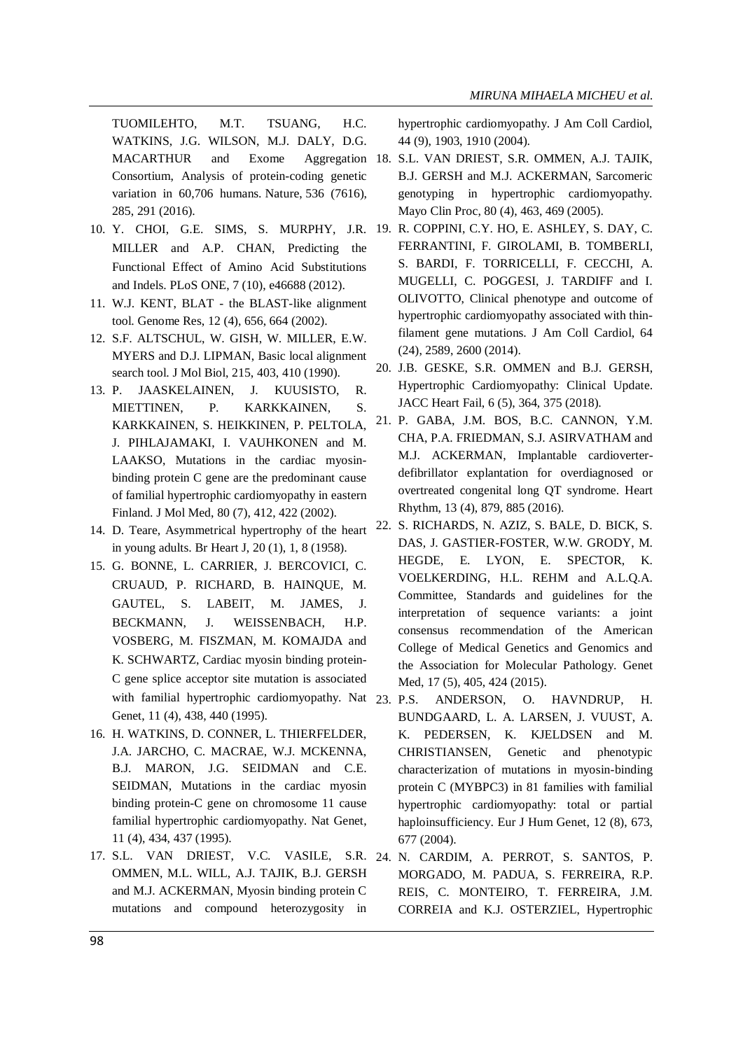TUOMILEHTO, M.T. TSUANG, H.C. WATKINS, J.G. WILSON, M.J. DALY, D.G. MACARTHUR and Exome Aggregation Consortium, Analysis of protein-coding genetic variation in 60,706 humans. Nature, 536 (7616), 285, 291 (2016).

10. Y. CHOI, G.E. SIMS, S. MURPHY, J.R. MILLER and A.P. CHAN, Predicting the Functional Effect of Amino Acid Substitutions and Indels. PLoS ONE, 7 (10), e46688 (2012).
11. W.J. KENT, BLAT - the BLAST-like alignment tool. Genome Res, 12 (4), 656, 664 (2002).
12. S.F. ALTSCHUL, W. GISH, W. MILLER, E.W. MYERS and D.J. LIPMAN, Basic local alignment search tool. J Mol Biol, 215, 403, 410 (1990).
13. P. JAASKELAINEN, J. KUUSISTO, R. MIETTINEN, P. KARKKAINEN, S. KARKKAINEN, S. HEIKKINEN, P. PELTOLA, J. PIHLAJAMAKI, I. VAUHKONEN and M. LAAKSO, Mutations in the cardiac myosin-binding protein C gene are the predominant cause of familial hypertrophic cardiomyopathy in eastern Finland. J Mol Med, 80 (7), 412, 422 (2002).
14. D. Teare, Asymmetrical hypertrophy of the heart in young adults. Br Heart J, 20 (1), 1, 8 (1958).
15. G. BONNE, L. CARRIER, J. BERCOVICI, C. CRUAUD, P. RICHARD, B. HAINQUE, M. GAUTEL, S. LABEIT, M. JAMES, J. BECKMANN, J. WEISSENBACH, H.P. VOSBERG, M. FISZMAN, M. KOMAJDA and K. SCHWARTZ, Cardiac myosin binding protein-C gene splice acceptor site mutation is associated with familial hypertrophic cardiomyopathy. Nat Genet, 11 (4), 438, 440 (1995).
16. H. WATKINS, D. CONNER, L. THIERFELDER, J.A. JARCHO, C. MACRAE, W.J. MCKENNA, B.J. MARON, J.G. SEIDMAN and C.E. SEIDMAN, Mutations in the cardiac myosin binding protein-C gene on chromosome 11 cause familial hypertrophic cardiomyopathy. Nat Genet, 11 (4), 434, 437 (1995).
17. S.L. VAN DRIEST, V.C. VASILE, S.R. OMMEN, M.L. WILL, A.J. TAJIK, B.J. GERSH and M.J. ACKERMAN, Myosin binding protein C mutations and compound heterozygosity in hypertrophic cardiomyopathy. J Am Coll Cardiol, 44 (9), 1903, 1910 (2004).
18. S.L. VAN DRIEST, S.R. OMMEN, A.J. TAJIK, B.J. GERSH and M.J. ACKERMAN, Sarcomeric genotyping in hypertrophic cardiomyopathy. Mayo Clin Proc, 80 (4), 463, 469 (2005).
19. R. COPPINI, C.Y. HO, E. ASHLEY, S. DAY, C. FERRANTINI, F. GIROLAMI, B. TOMBERLI, S. BARDI, F. TORRICELLI, F. CECCHI, A. MUGELLI, C. POGGESI, J. TARDIFF and I. OLIVOTTO, Clinical phenotype and outcome of hypertrophic cardiomyopathy associated with thin-filament gene mutations. J Am Coll Cardiol, 64 (24), 2589, 2600 (2014).
20. J.B. GESKE, S.R. OMMEN and B.J. GERSH, Hypertrophic Cardiomyopathy: Clinical Update. JACC Heart Fail, 6 (5), 364, 375 (2018).
21. P. GABA, J.M. BOS, B.C. CANNON, Y.M. CHA, P.A. FRIEDMAN, S.J. ASIRVATHAM and M.J. ACKERMAN, Implantable cardioverter-defibrillator explantation for overdiagnosed or overtreated congenital long QT syndrome. Heart Rhythm, 13 (4), 879, 885 (2016).
22. S. RICHARDS, N. AZIZ, S. BALE, D. BICK, S. DAS, J. GASTIER-FOSTER, W.W. GRODY, M. HEGDE, E. LYON, E. SPECTOR, K. VOELKERDING, H.L. REHM and A.L.Q.A. Committee, Standards and guidelines for the interpretation of sequence variants: a joint consensus recommendation of the American College of Medical Genetics and Genomics and the Association for Molecular Pathology. Genet Med, 17 (5), 405, 424 (2015).
23. P.S. ANDERSON, O. HAVNDRUP, H. BUNDGAARD, L. A. LARSEN, J. VUUST, A. K. PEDERSEN, K. KJELDSEN and M. CHRISTIANSEN, Genetic and phenotypic characterization of mutations in myosin-binding protein C (MYBPC3) in 81 families with familial hypertrophic cardiomyopathy: total or partial haploinsufficiency. Eur J Hum Genet, 12 (8), 673, 677 (2004).
24. N. CARDIM, A. PERROT, S. SANTOS, P. MORGADO, M. PADUA, S. FERREIRA, R.P. REIS, C. MONTEIRO, T. FERREIRA, J.M. CORREIA and K.J. OSTERZIEL, Hypertrophic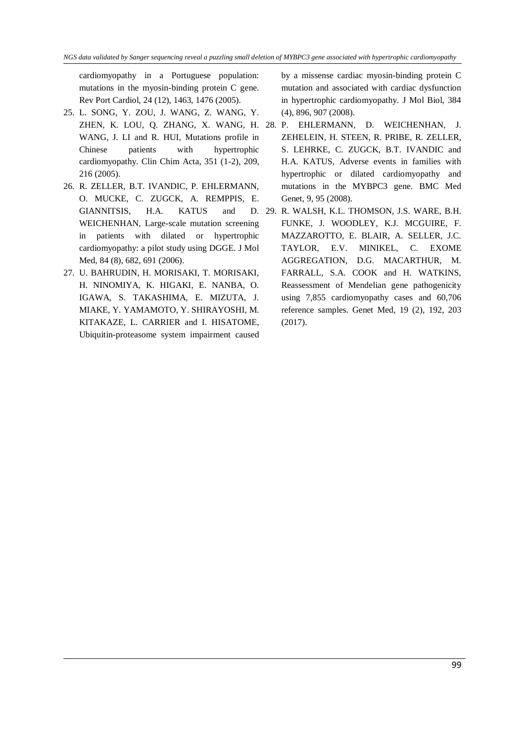cardiomyopathy in a Portuguese population: mutations in the myosin-binding protein C gene. Rev Port Cardiol, 24 (12), 1463, 1476 (2005).

25. L. SONG, Y. ZOU, J. WANG, Z. WANG, Y. ZHEN, K. LOU, Q. ZHANG, X. WANG, H. WANG, J. LI and R. HUI, Mutations profile in Chinese patients with hypertrophic cardiomyopathy. Clin Chim Acta, 351 (1-2), 209, 216 (2005).
26. R. ZELLER, B.T. IVANDIC, P. EHLERMANN, O. MUCKE, C. ZUGCK, A. REMPPIS, E. GIANNITSIS, H.A. KATUS and D. WEICHENHAN, Large-scale mutation screening in patients with dilated or hypertrophic cardiomyopathy: a pilot study using DGGE. J Mol Med, 84 (8), 682, 691 (2006).
27. U. BAHRUDIN, H. MORISAKI, T. MORISAKI, H. NINOMIYA, K. HIGAKI, E. NANBA, O. IGAWA, S. TAKASHIMA, E. MIZUTA, J. MIAKE, Y. YAMAMOTO, Y. SHIRAYOSHI, M. KITAKAZE, L. CARRIER and I. HISATOME, Ubiquitin-proteasome system impairment caused by a missense cardiac myosin-binding protein C mutation and associated with cardiac dysfunction in hypertrophic cardiomyopathy. J Mol Biol, 384 (4), 896, 907 (2008).
28. P. EHLERMANN, D. WEICHENHAN, J. ZEHELEIN, H. STEEN, R. PRIBE, R. ZELLER, S. LEHRKE, C. ZUGCK, B.T. IVANDIC and H.A. KATUS, Adverse events in families with hypertrophic or dilated cardiomyopathy and mutations in the MYBPC3 gene. BMC Med Genet, 9, 95 (2008).
29. R. WALSH, K.L. THOMSON, J.S. WARE, B.H. FUNKE, J. WOODLEY, K.J. MCGUIRE, F. MAZZAROTTO, E. BLAIR, A. SELLER, J.C. TAYLOR, E.V. MINIKEL, C. EXOME AGGREGATION, D.G. MACARTHUR, M. FARRALL, S.A. COOK and H. WATKINS, Reassessment of Mendelian gene pathogenicity using 7,855 cardiomyopathy cases and 60,706 reference samples. Genet Med, 19 (2), 192, 203 (2017).